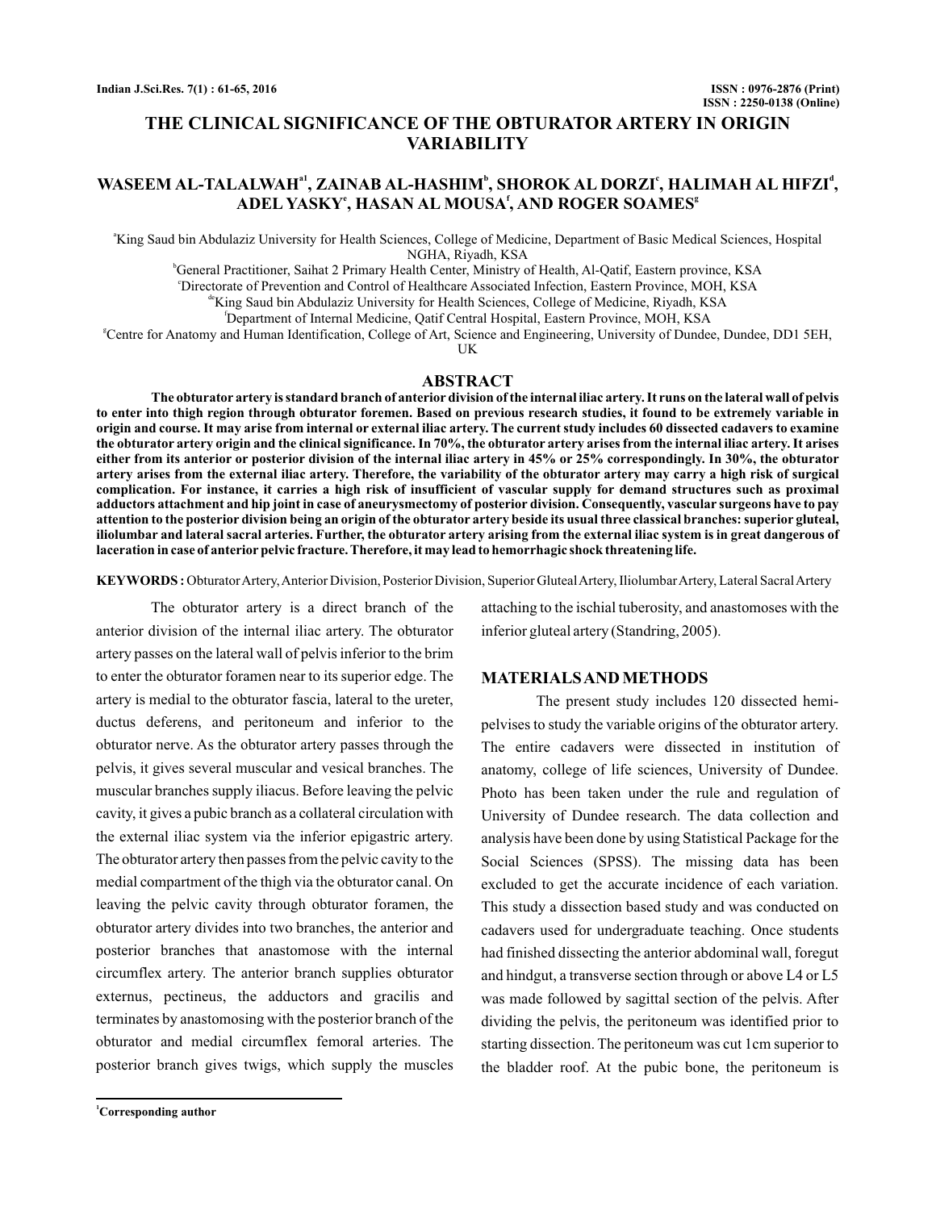# THE CLINICAL SIGNIFICANCE OF THE OBTURATOR ARTERY IN ORIGIN VARIABILITY

**WASEEM AL-TALALWAH[a1], ZAINAB AL-HASHIM[b], SHOROK AL DORZI[c], HALIMAH AL HIFZI[d], ADEL YASKY[e], HASAN AL MOUSA[f], AND ROGER SOAMES[g]**

[a]King Saud bin Abdulaziz University for Health Sciences, College of Medicine, Department of Basic Medical Sciences, Hospital NGHA, Riyadh, KSA

[b]General Practitioner, Saihat 2 Primary Health Center, Ministry of Health, Al-Qatif, Eastern province, KSA

[c]Directorate of Prevention and Control of Healthcare Associated Infection, Eastern Province, MOH, KSA

[de]King Saud bin Abdulaziz University for Health Sciences, College of Medicine, Riyadh, KSA

[f]Department of Internal Medicine, Qatif Central Hospital, Eastern Province, MOH, KSA

[g]Centre for Anatomy and Human Identification, College of Art, Science and Engineering, University of Dundee, Dundee, DD1 5EH, UK

## ABSTRACT

**The obturator artery is standard branch of anterior division of the internal iliac artery. It runs on the lateral wall of pelvis to enter into thigh region through obturator foremen. Based on previous research studies, it found to be extremely variable in origin and course. It may arise from internal or external iliac artery. The current study includes 60 dissected cadavers to examine the obturator artery origin and the clinical significance. In 70%, the obturator artery arises from the internal iliac artery. It arises either from its anterior or posterior division of the internal iliac artery in 45% or 25% correspondingly. In 30%, the obturator artery arises from the external iliac artery. Therefore, the variability of the obturator artery may carry a high risk of surgical complication. For instance, it carries a high risk of insufficient of vascular supply for demand structures such as proximal adductors attachment and hip joint in case of aneurysmectomy of posterior division. Consequently, vascular surgeons have to pay attention to the posterior division being an origin of the obturator artery beside its usual three classical branches: superior gluteal, iliolumbar and lateral sacral arteries. Further, the obturator artery arising from the external iliac system is in great dangerous of laceration in case of anterior pelvic fracture. Therefore, it may lead to hemorrhagic shock threatening life.**

**KEYWORDS :** Obturator Artery, Anterior Division, Posterior Division, Superior Gluteal Artery, Iliolumbar Artery, Lateral Sacral Artery

The obturator artery is a direct branch of the anterior division of the internal iliac artery. The obturator artery passes on the lateral wall of pelvis inferior to the brim to enter the obturator foramen near to its superior edge. The artery is medial to the obturator fascia, lateral to the ureter, ductus deferens, and peritoneum and inferior to the obturator nerve. As the obturator artery passes through the pelvis, it gives several muscular and vesical branches. The muscular branches supply iliacus. Before leaving the pelvic cavity, it gives a pubic branch as a collateral circulation with the external iliac system via the inferior epigastric artery. The obturator artery then passes from the pelvic cavity to the medial compartment of the thigh via the obturator canal. On leaving the pelvic cavity through obturator foramen, the obturator artery divides into two branches, the anterior and posterior branches that anastomose with the internal circumflex artery. The anterior branch supplies obturator externus, pectineus, the adductors and gracilis and terminates by anastomosing with the posterior branch of the obturator and medial circumflex femoral arteries. The posterior branch gives twigs, which supply the muscles attaching to the ischial tuberosity, and anastomoses with the inferior gluteal artery (Standring, 2005).

## MATERIALS AND METHODS

The present study includes 120 dissected hemi-pelvises to study the variable origins of the obturator artery. The entire cadavers were dissected in institution of anatomy, college of life sciences, University of Dundee. Photo has been taken under the rule and regulation of University of Dundee research. The data collection and analysis have been done by using Statistical Package for the Social Sciences (SPSS). The missing data has been excluded to get the accurate incidence of each variation. This study a dissection based study and was conducted on cadavers used for undergraduate teaching. Once students had finished dissecting the anterior abdominal wall, foregut and hindgut, a transverse section through or above L4 or L5 was made followed by sagittal section of the pelvis. After dividing the pelvis, the peritoneum was identified prior to starting dissection. The peritoneum was cut 1cm superior to the bladder roof. At the pubic bone, the peritoneum is

[1]Corresponding author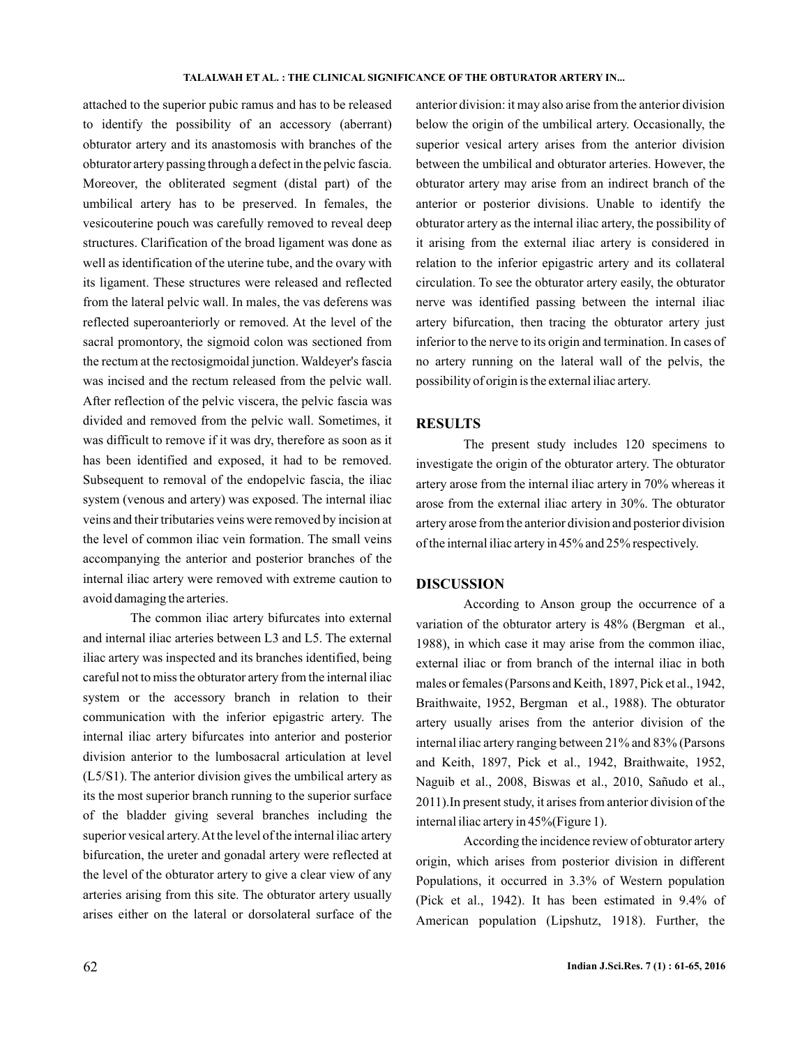attached to the superior pubic ramus and has to be released to identify the possibility of an accessory (aberrant) obturator artery and its anastomosis with branches of the obturator artery passing through a defect in the pelvic fascia. Moreover, the obliterated segment (distal part) of the umbilical artery has to be preserved. In females, the vesicouterine pouch was carefully removed to reveal deep structures. Clarification of the broad ligament was done as well as identification of the uterine tube, and the ovary with its ligament. These structures were released and reflected from the lateral pelvic wall. In males, the vas deferens was reflected superoanteriorly or removed. At the level of the sacral promontory, the sigmoid colon was sectioned from the rectum at the rectosigmoidal junction. Waldeyer's fascia was incised and the rectum released from the pelvic wall. After reflection of the pelvic viscera, the pelvic fascia was divided and removed from the pelvic wall. Sometimes, it was difficult to remove if it was dry, therefore as soon as it has been identified and exposed, it had to be removed. Subsequent to removal of the endopelvic fascia, the iliac system (venous and artery) was exposed. The internal iliac veins and their tributaries veins were removed by incision at the level of common iliac vein formation. The small veins accompanying the anterior and posterior branches of the internal iliac artery were removed with extreme caution to avoid damaging the arteries.

The common iliac artery bifurcates into external and internal iliac arteries between L3 and L5. The external iliac artery was inspected and its branches identified, being careful not to miss the obturator artery from the internal iliac system or the accessory branch in relation to their communication with the inferior epigastric artery. The internal iliac artery bifurcates into anterior and posterior division anterior to the lumbosacral articulation at level (L5/S1). The anterior division gives the umbilical artery as its the most superior branch running to the superior surface of the bladder giving several branches including the superior vesical artery. At the level of the internal iliac artery bifurcation, the ureter and gonadal artery were reflected at the level of the obturator artery to give a clear view of any arteries arising from this site. The obturator artery usually arises either on the lateral or dorsolateral surface of the anterior division: it may also arise from the anterior division below the origin of the umbilical artery. Occasionally, the superior vesical artery arises from the anterior division between the umbilical and obturator arteries. However, the obturator artery may arise from an indirect branch of the anterior or posterior divisions. Unable to identify the obturator artery as the internal iliac artery, the possibility of it arising from the external iliac artery is considered in relation to the inferior epigastric artery and its collateral circulation. To see the obturator artery easily, the obturator nerve was identified passing between the internal iliac artery bifurcation, then tracing the obturator artery just inferior to the nerve to its origin and termination. In cases of no artery running on the lateral wall of the pelvis, the possibility of origin is the external iliac artery.

## RESULTS

The present study includes 120 specimens to investigate the origin of the obturator artery. The obturator artery arose from the internal iliac artery in 70% whereas it arose from the external iliac artery in 30%. The obturator artery arose from the anterior division and posterior division of the internal iliac artery in 45% and 25% respectively.

## DISCUSSION

According to Anson group the occurrence of a variation of the obturator artery is 48% (Bergman et al., 1988), in which case it may arise from the common iliac, external iliac or from branch of the internal iliac in both males or females (Parsons and Keith, 1897, Pick et al., 1942, Braithwaite, 1952, Bergman et al., 1988). The obturator artery usually arises from the anterior division of the internal iliac artery ranging between 21% and 83% (Parsons and Keith, 1897, Pick et al., 1942, Braithwaite, 1952, Naguib et al., 2008, Biswas et al., 2010, Sañudo et al., 2011). In present study, it arises from anterior division of the internal iliac artery in 45% (Figure 1).

According the incidence review of obturator artery origin, which arises from posterior division in different Populations, it occurred in 3.3% of Western population (Pick et al., 1942). It has been estimated in 9.4% of American population (Lipshutz, 1918). Further, the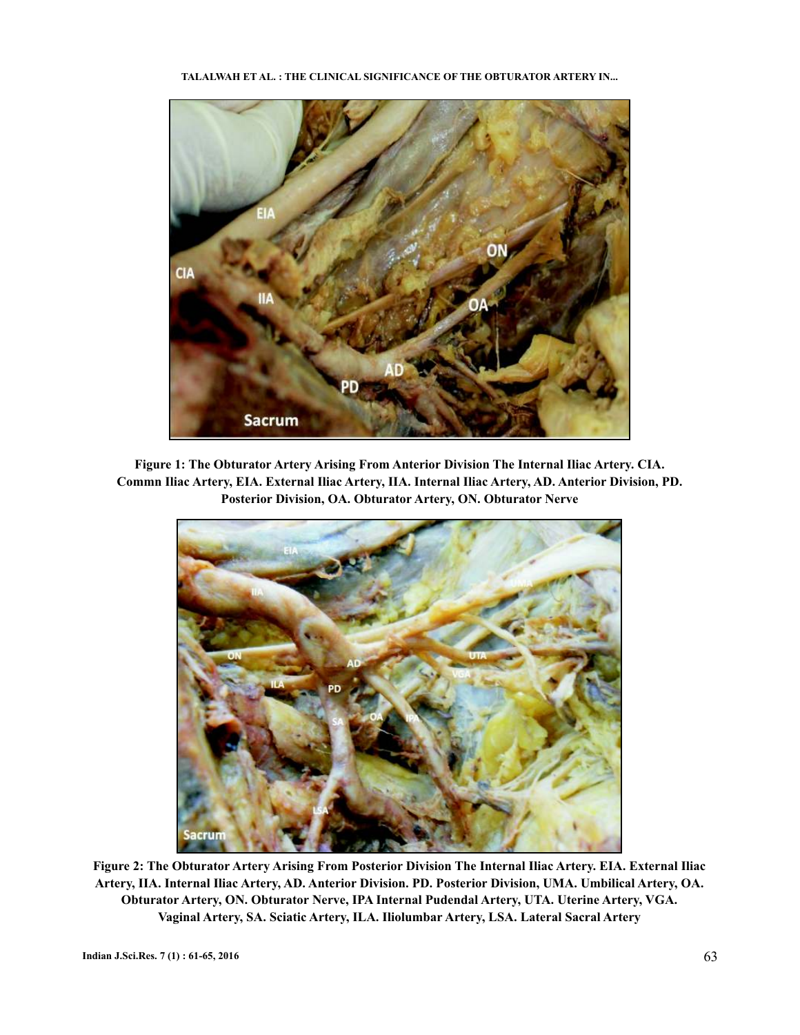**Figure 1: The Obturator Artery Arising From Anterior Division The Internal Iliac Artery. CIA. Commn Iliac Artery, EIA. External Iliac Artery, IIA. Internal Iliac Artery, AD. Anterior Division, PD. Posterior Division, OA. Obturator Artery, ON. Obturator Nerve**

**Figure 2: The Obturator Artery Arising From Posterior Division The Internal Iliac Artery. EIA. External Iliac Artery, IIA. Internal Iliac Artery, AD. Anterior Division. PD. Posterior Division, UMA. Umbilical Artery, OA. Obturator Artery, ON. Obturator Nerve, IPA Internal Pudendal Artery, UTA. Uterine Artery, VGA. Vaginal Artery, SA. Sciatic Artery, ILA. Iliolumbar Artery, LSA. Lateral Sacral Artery**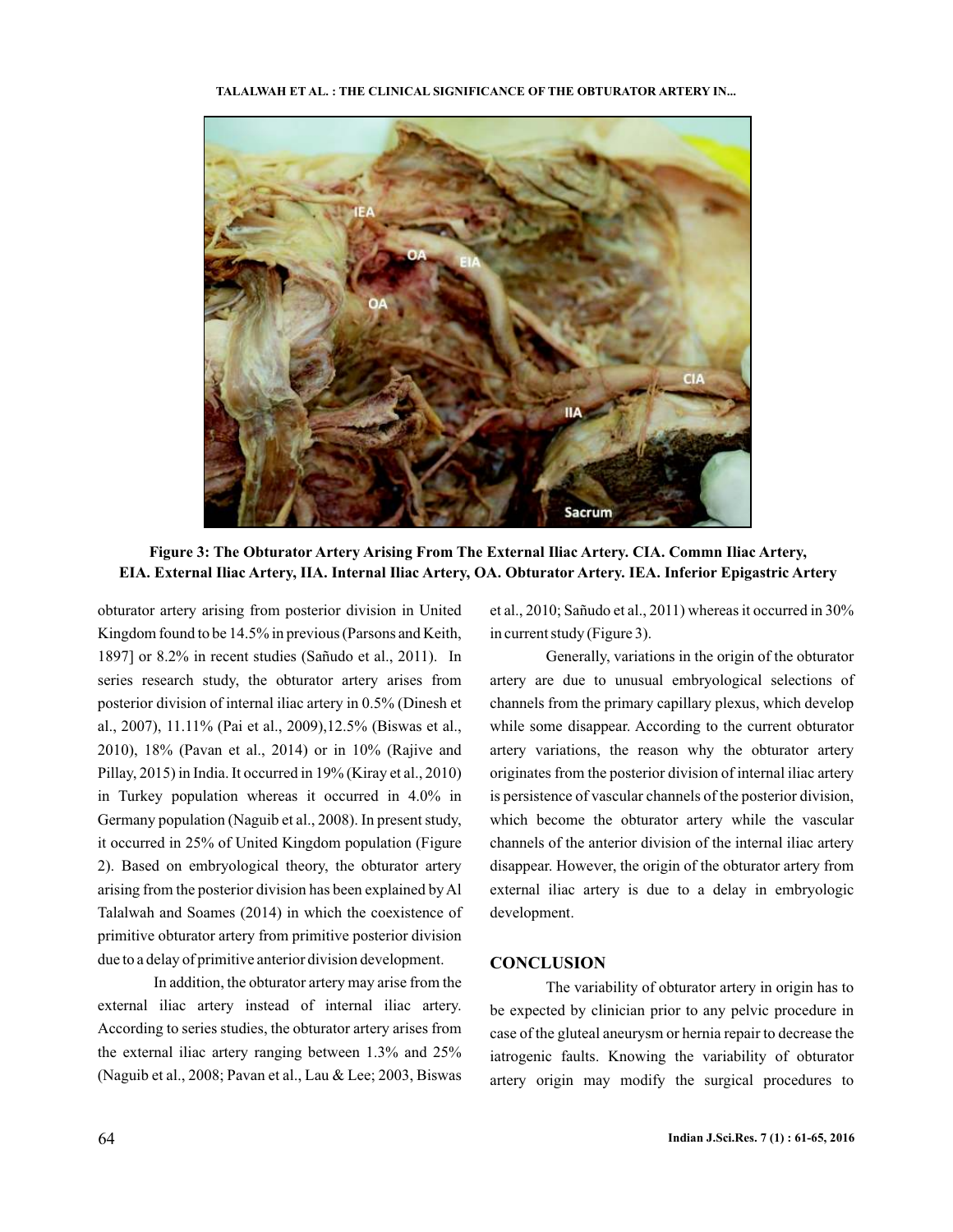Figure 3: The Obturator Artery Arising From The External Iliac Artery. CIA. Commn Iliac Artery, EIA. External Iliac Artery, IIA. Internal Iliac Artery, OA. Obturator Artery. IEA. Inferior Epigastric Artery

obturator artery arising from posterior division in United Kingdom found to be 14.5% in previous (Parsons and Keith, 1897] or 8.2% in recent studies (Sañudo et al., 2011). In series research study, the obturator artery arises from posterior division of internal iliac artery in 0.5% (Dinesh et al., 2007), 11.11% (Pai et al., 2009),12.5% (Biswas et al., 2010), 18% (Pavan et al., 2014) or in 10% (Rajive and Pillay, 2015) in India. It occurred in 19% (Kiray et al., 2010) in Turkey population whereas it occurred in 4.0% in Germany population (Naguib et al., 2008). In present study, it occurred in 25% of United Kingdom population (Figure 2). Based on embryological theory, the obturator artery arising from the posterior division has been explained by Al Talalwah and Soames (2014) in which the coexistence of primitive obturator artery from primitive posterior division due to a delay of primitive anterior division development.

In addition, the obturator artery may arise from the external iliac artery instead of internal iliac artery. According to series studies, the obturator artery arises from the external iliac artery ranging between 1.3% and 25% (Naguib et al., 2008; Pavan et al., Lau & Lee; 2003, Biswas et al., 2010; Sañudo et al., 2011) whereas it occurred in 30% in current study (Figure 3).

Generally, variations in the origin of the obturator artery are due to unusual embryological selections of channels from the primary capillary plexus, which develop while some disappear. According to the current obturator artery variations, the reason why the obturator artery originates from the posterior division of internal iliac artery is persistence of vascular channels of the posterior division, which become the obturator artery while the vascular channels of the anterior division of the internal iliac artery disappear. However, the origin of the obturator artery from external iliac artery is due to a delay in embryologic development.

## CONCLUSION

The variability of obturator artery in origin has to be expected by clinician prior to any pelvic procedure in case of the gluteal aneurysm or hernia repair to decrease the iatrogenic faults. Knowing the variability of obturator artery origin may modify the surgical procedures to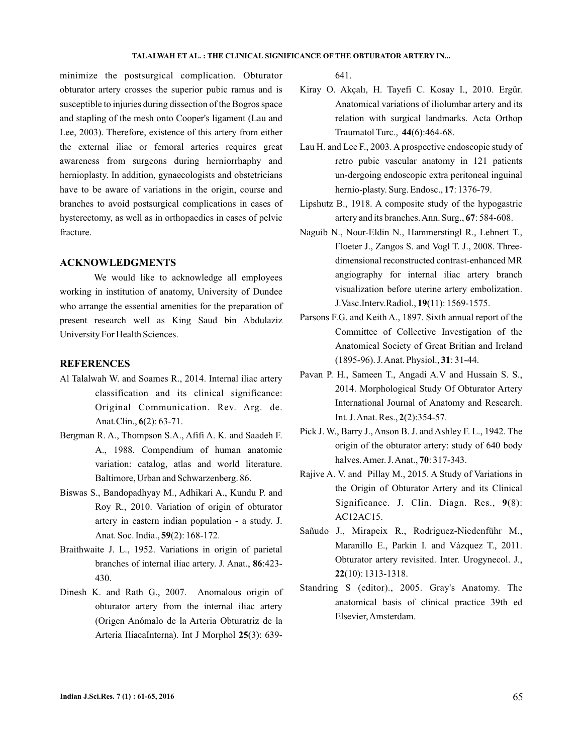minimize the postsurgical complication. Obturator obturator artery crosses the superior pubic ramus and is susceptible to injuries during dissection of the Bogros space and stapling of the mesh onto Cooper's ligament (Lau and Lee, 2003). Therefore, existence of this artery from either the external iliac or femoral arteries requires great awareness from surgeons during herniorrhaphy and hernioplasty. In addition, gynaecologists and obstetricians have to be aware of variations in the origin, course and branches to avoid postsurgical complications in cases of hysterectomy, as well as in orthopaedics in cases of pelvic fracture.

## ACKNOWLEDGMENTS

We would like to acknowledge all employees working in institution of anatomy, University of Dundee who arrange the essential amenities for the preparation of present research well as King Saud bin Abdulaziz University For Health Sciences.

## REFERENCES

Al Talalwah W. and Soames R., 2014. Internal iliac artery classification and its clinical significance: Original Communication. Rev. Arg. de. Anat.Clin., **6**(2): 63-71.

Bergman R. A., Thompson S.A., Afifi A. K. and Saadeh F. A., 1988. Compendium of human anatomic variation: catalog, atlas and world literature. Baltimore, Urban and Schwarzenberg. 86.

Biswas S., Bandopadhyay M., Adhikari A., Kundu P. and Roy R., 2010. Variation of origin of obturator artery in eastern indian population - a study. J. Anat. Soc. India., **59**(2): 168-172.

Braithwaite J. L., 1952. Variations in origin of parietal branches of internal iliac artery. J. Anat., **86**:423-430.

Dinesh K. and Rath G., 2007. Anomalous origin of obturator artery from the internal iliac artery (Origen Anómalo de la Arteria Obturatriz de la Arteria IliacaInterna). Int J Morphol **25**(3): 639-641.

Kiray O. Akçalı, H. Tayefi C. Kosay I., 2010. Ergür. Anatomical variations of iliolumbar artery and its relation with surgical landmarks. Acta Orthop Traumatol Turc., **44**(6):464-68.

Lau H. and Lee F., 2003. A prospective endoscopic study of retro pubic vascular anatomy in 121 patients un-dergoing endoscopic extra peritoneal inguinal hernio-plasty. Surg. Endosc., **17**: 1376-79.

Lipshutz B., 1918. A composite study of the hypogastric artery and its branches. Ann. Surg., **67**: 584-608.

Naguib N., Nour-Eldin N., Hammerstingl R., Lehnert T., Floeter J., Zangos S. and Vogl T. J., 2008. Three-dimensional reconstructed contrast-enhanced MR angiography for internal iliac artery branch visualization before uterine artery embolization. J.Vasc.Interv.Radiol., **19**(11): 1569-1575.

Parsons F.G. and Keith A., 1897. Sixth annual report of the Committee of Collective Investigation of the Anatomical Society of Great Britian and Ireland (1895-96). J. Anat. Physiol., **31**: 31-44.

Pavan P. H., Sameen T., Angadi A.V and Hussain S. S., 2014. Morphological Study Of Obturator Artery International Journal of Anatomy and Research. Int. J. Anat. Res., **2**(2):354-57.

Pick J. W., Barry J., Anson B. J. and Ashley F. L., 1942. The origin of the obturator artery: study of 640 body halves. Amer. J. Anat., **70**: 317-343.

Rajive A. V. and Pillay M., 2015. A Study of Variations in the Origin of Obturator Artery and its Clinical Significance. J. Clin. Diagn. Res., **9**(8): AC12AC15.

Sañudo J., Mirapeix R., Rodriguez-Niedenführ M., Maranillo E., Parkin I. and Vázquez T., 2011. Obturator artery revisited. Inter. Urogynecol. J., **22**(10): 1313-1318.

Standring S (editor)., 2005. Gray's Anatomy. The anatomical basis of clinical practice 39th ed Elsevier, Amsterdam.